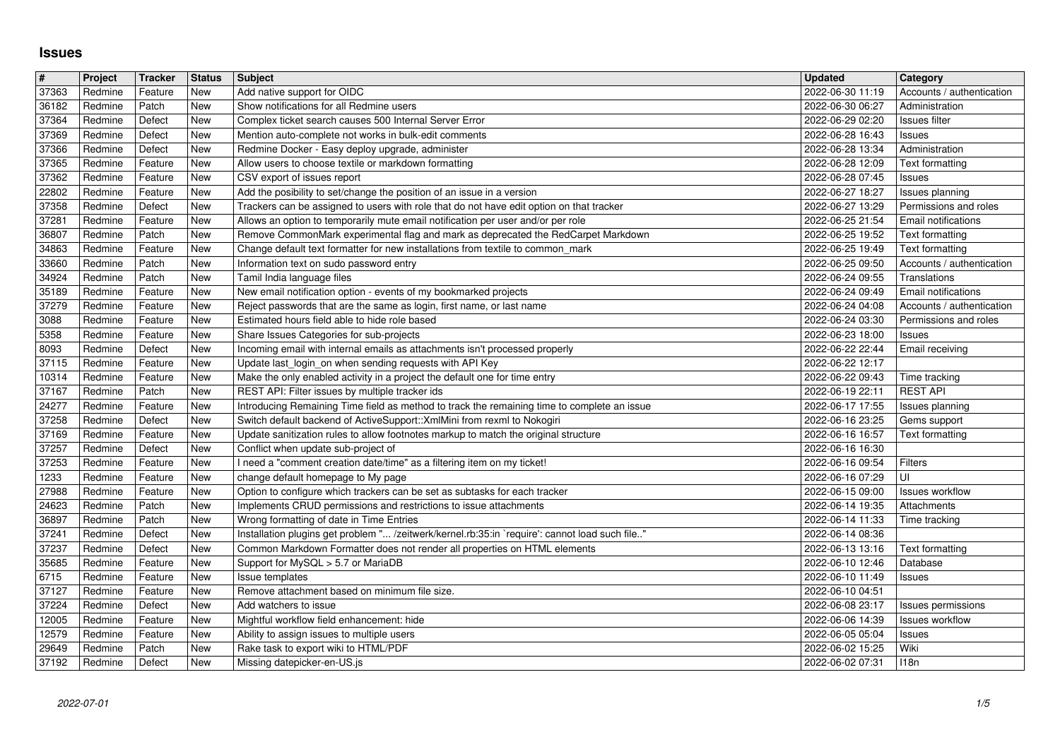# Issues

| # | Project | Tracker | Status | Subject | Updated | Category |
|---|---|---|---|---|---|---|
| 37363 | Redmine | Feature | New | Add native support for OIDC | 2022-06-30 11:19 | Accounts / authentication |
| 36182 | Redmine | Patch | New | Show notifications for all Redmine users | 2022-06-30 06:27 | Administration |
| 37364 | Redmine | Defect | New | Complex ticket search causes 500 Internal Server Error | 2022-06-29 02:20 | Issues filter |
| 37369 | Redmine | Defect | New | Mention auto-complete not works in bulk-edit comments | 2022-06-28 16:43 | Issues |
| 37366 | Redmine | Defect | New | Redmine Docker - Easy deploy upgrade, administer | 2022-06-28 13:34 | Administration |
| 37365 | Redmine | Feature | New | Allow users to choose textile or markdown formatting | 2022-06-28 12:09 | Text formatting |
| 37362 | Redmine | Feature | New | CSV export of issues report | 2022-06-28 07:45 | Issues |
| 22802 | Redmine | Feature | New | Add the posibility to set/change the position of an issue in a version | 2022-06-27 18:27 | Issues planning |
| 37358 | Redmine | Defect | New | Trackers can be assigned to users with role that do not have edit option on that tracker | 2022-06-27 13:29 | Permissions and roles |
| 37281 | Redmine | Feature | New | Allows an option to temporarily mute email notification per user and/or per role | 2022-06-25 21:54 | Email notifications |
| 36807 | Redmine | Patch | New | Remove CommonMark experimental flag and mark as deprecated the RedCarpet Markdown | 2022-06-25 19:52 | Text formatting |
| 34863 | Redmine | Feature | New | Change default text formatter for new installations from textile to common_mark | 2022-06-25 19:49 | Text formatting |
| 33660 | Redmine | Patch | New | Information text on sudo password entry | 2022-06-25 09:50 | Accounts / authentication |
| 34924 | Redmine | Patch | New | Tamil India language files | 2022-06-24 09:55 | Translations |
| 35189 | Redmine | Feature | New | New email notification option - events of my bookmarked projects | 2022-06-24 09:49 | Email notifications |
| 37279 | Redmine | Feature | New | Reject passwords that are the same as login, first name, or last name | 2022-06-24 04:08 | Accounts / authentication |
| 3088 | Redmine | Feature | New | Estimated hours field able to hide role based | 2022-06-24 03:30 | Permissions and roles |
| 5358 | Redmine | Feature | New | Share Issues Categories for sub-projects | 2022-06-23 18:00 | Issues |
| 8093 | Redmine | Defect | New | Incoming email with internal emails as attachments isn't processed properly | 2022-06-22 22:44 | Email receiving |
| 37115 | Redmine | Feature | New | Update last_login_on when sending requests with API Key | 2022-06-22 12:17 | |
| 10314 | Redmine | Feature | New | Make the only enabled activity in a project the default one for time entry | 2022-06-22 09:43 | Time tracking |
| 37167 | Redmine | Patch | New | REST API: Filter issues by multiple tracker ids | 2022-06-19 22:11 | REST API |
| 24277 | Redmine | Feature | New | Introducing Remaining Time field as method to track the remaining time to complete an issue | 2022-06-17 17:55 | Issues planning |
| 37258 | Redmine | Defect | New | Switch default backend of ActiveSupport::XmlMini from rexml to Nokogiri | 2022-06-16 23:25 | Gems support |
| 37169 | Redmine | Feature | New | Update sanitization rules to allow footnotes markup to match the original structure | 2022-06-16 16:57 | Text formatting |
| 37257 | Redmine | Defect | New | Conflict when update sub-project of | 2022-06-16 16:30 | |
| 37253 | Redmine | Feature | New | I need a "comment creation date/time" as a filtering item on my ticket! | 2022-06-16 09:54 | Filters |
| 1233 | Redmine | Feature | New | change default homepage to My page | 2022-06-16 07:29 | UI |
| 27988 | Redmine | Feature | New | Option to configure which trackers can be set as subtasks for each tracker | 2022-06-15 09:00 | Issues workflow |
| 24623 | Redmine | Patch | New | Implements CRUD permissions and restrictions to issue attachments | 2022-06-14 19:35 | Attachments |
| 36897 | Redmine | Patch | New | Wrong formatting of date in Time Entries | 2022-06-14 11:33 | Time tracking |
| 37241 | Redmine | Defect | New | Installation plugins get problem "... /zeitwerk/kernel.rb:35:in `require': cannot load such file.." | 2022-06-14 08:36 | |
| 37237 | Redmine | Defect | New | Common Markdown Formatter does not render all properties on HTML elements | 2022-06-13 13:16 | Text formatting |
| 35685 | Redmine | Feature | New | Support for MySQL > 5.7 or MariaDB | 2022-06-10 12:46 | Database |
| 6715 | Redmine | Feature | New | Issue templates | 2022-06-10 11:49 | Issues |
| 37127 | Redmine | Feature | New | Remove attachment based on minimum file size. | 2022-06-10 04:51 | |
| 37224 | Redmine | Defect | New | Add watchers to issue | 2022-06-08 23:17 | Issues permissions |
| 12005 | Redmine | Feature | New | Mightful workflow field enhancement: hide | 2022-06-06 14:39 | Issues workflow |
| 12579 | Redmine | Feature | New | Ability to assign issues to multiple users | 2022-06-05 05:04 | Issues |
| 29649 | Redmine | Patch | New | Rake task to export wiki to HTML/PDF | 2022-06-02 15:25 | Wiki |
| 37192 | Redmine | Defect | New | Missing datepicker-en-US.js | 2022-06-02 07:31 | I18n |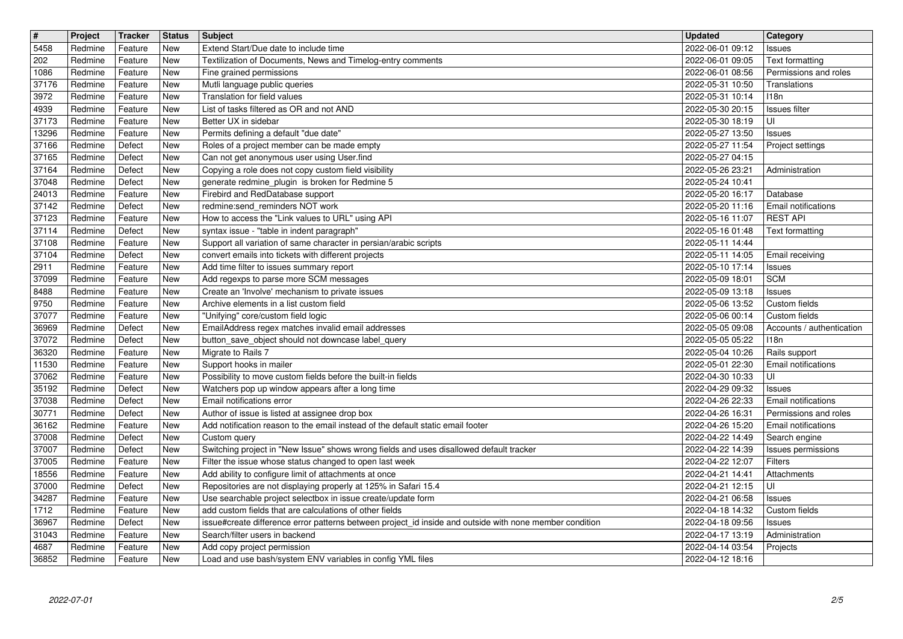| # | Project | Tracker | Status | Subject | Updated | Category |
|---|---|---|---|---|---|---|
| 5458 | Redmine | Feature | New | Extend Start/Due date to include time | 2022-06-01 09:12 | Issues |
| 202 | Redmine | Feature | New | Textilization of Documents, News and Timelog-entry comments | 2022-06-01 09:05 | Text formatting |
| 1086 | Redmine | Feature | New | Fine grained permissions | 2022-06-01 08:56 | Permissions and roles |
| 37176 | Redmine | Feature | New | Mutli language public queries | 2022-05-31 10:50 | Translations |
| 3972 | Redmine | Feature | New | Translation for field values | 2022-05-31 10:14 | I18n |
| 4939 | Redmine | Feature | New | List of tasks filtered as OR and not AND | 2022-05-30 20:15 | Issues filter |
| 37173 | Redmine | Feature | New | Better UX in sidebar | 2022-05-30 18:19 | UI |
| 13296 | Redmine | Feature | New | Permits defining a default "due date" | 2022-05-27 13:50 | Issues |
| 37166 | Redmine | Defect | New | Roles of a project member can be made empty | 2022-05-27 11:54 | Project settings |
| 37165 | Redmine | Defect | New | Can not get anonymous user using User.find | 2022-05-27 04:15 | |
| 37164 | Redmine | Defect | New | Copying a role does not copy custom field visibility | 2022-05-26 23:21 | Administration |
| 37048 | Redmine | Defect | New | generate redmine_plugin is broken for Redmine 5 | 2022-05-24 10:41 | |
| 24013 | Redmine | Feature | New | Firebird and RedDatabase support | 2022-05-20 16:17 | Database |
| 37142 | Redmine | Defect | New | redmine:send_reminders NOT work | 2022-05-20 11:16 | Email notifications |
| 37123 | Redmine | Feature | New | How to access the "Link values to URL" using API | 2022-05-16 11:07 | REST API |
| 37114 | Redmine | Defect | New | syntax issue - "table in indent paragraph" | 2022-05-16 01:48 | Text formatting |
| 37108 | Redmine | Feature | New | Support all variation of same character in persian/arabic scripts | 2022-05-11 14:44 | |
| 37104 | Redmine | Defect | New | convert emails into tickets with different projects | 2022-05-11 14:05 | Email receiving |
| 2911 | Redmine | Feature | New | Add time filter to issues summary report | 2022-05-10 17:14 | Issues |
| 37099 | Redmine | Feature | New | Add regexps to parse more SCM messages | 2022-05-09 18:01 | SCM |
| 8488 | Redmine | Feature | New | Create an 'Involve' mechanism to private issues | 2022-05-09 13:18 | Issues |
| 9750 | Redmine | Feature | New | Archive elements in a list custom field | 2022-05-06 13:52 | Custom fields |
| 37077 | Redmine | Feature | New | "Unifying" core/custom field logic | 2022-05-06 00:14 | Custom fields |
| 36969 | Redmine | Defect | New | EmailAddress regex matches invalid email addresses | 2022-05-05 09:08 | Accounts / authentication |
| 37072 | Redmine | Defect | New | button_save_object should not downcase label_query | 2022-05-05 05:22 | I18n |
| 36320 | Redmine | Feature | New | Migrate to Rails 7 | 2022-05-04 10:26 | Rails support |
| 11530 | Redmine | Feature | New | Support hooks in mailer | 2022-05-01 22:30 | Email notifications |
| 37062 | Redmine | Feature | New | Possibility to move custom fields before the built-in fields | 2022-04-30 10:33 | UI |
| 35192 | Redmine | Defect | New | Watchers pop up window appears after a long time | 2022-04-29 09:32 | Issues |
| 37038 | Redmine | Defect | New | Email notifications error | 2022-04-26 22:33 | Email notifications |
| 30771 | Redmine | Defect | New | Author of issue is listed at assignee drop box | 2022-04-26 16:31 | Permissions and roles |
| 36162 | Redmine | Feature | New | Add notification reason to the email instead of the default static email footer | 2022-04-26 15:20 | Email notifications |
| 37008 | Redmine | Defect | New | Custom query | 2022-04-22 14:49 | Search engine |
| 37007 | Redmine | Defect | New | Switching project in "New Issue" shows wrong fields and uses disallowed default tracker | 2022-04-22 14:39 | Issues permissions |
| 37005 | Redmine | Feature | New | Filter the issue whose status changed to open last week | 2022-04-22 12:07 | Filters |
| 18556 | Redmine | Feature | New | Add ability to configure limit of attachments at once | 2022-04-21 14:41 | Attachments |
| 37000 | Redmine | Defect | New | Repositories are not displaying properly at 125% in Safari 15.4 | 2022-04-21 12:15 | UI |
| 34287 | Redmine | Feature | New | Use searchable project selectbox in issue create/update form | 2022-04-21 06:58 | Issues |
| 1712 | Redmine | Feature | New | add custom fields that are calculations of other fields | 2022-04-18 14:32 | Custom fields |
| 36967 | Redmine | Defect | New | issue#create difference error patterns between project_id inside and outside with none member condition | 2022-04-18 09:56 | Issues |
| 31043 | Redmine | Feature | New | Search/filter users in backend | 2022-04-17 13:19 | Administration |
| 4687 | Redmine | Feature | New | Add copy project permission | 2022-04-14 03:54 | Projects |
| 36852 | Redmine | Feature | New | Load and use bash/system ENV variables in config YML files | 2022-04-12 18:16 | |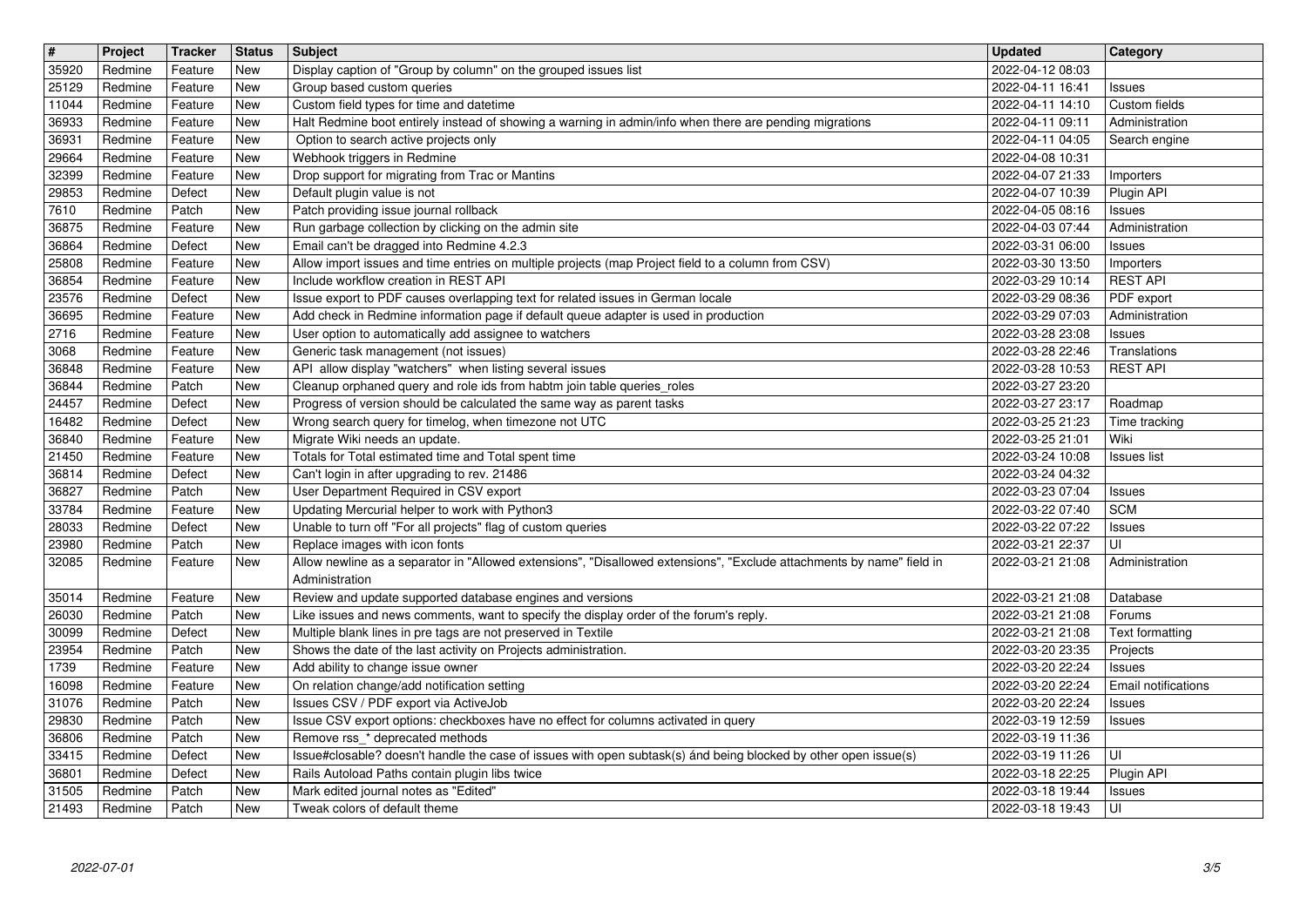| # | Project | Tracker | Status | Subject | Updated | Category |
|---|---|---|---|---|---|---|
| 35920 | Redmine | Feature | New | Display caption of "Group by column" on the grouped issues list | 2022-04-12 08:03 | |
| 25129 | Redmine | Feature | New | Group based custom queries | 2022-04-11 16:41 | Issues |
| 11044 | Redmine | Feature | New | Custom field types for time and datetime | 2022-04-11 14:10 | Custom fields |
| 36933 | Redmine | Feature | New | Halt Redmine boot entirely instead of showing a warning in admin/info when there are pending migrations | 2022-04-11 09:11 | Administration |
| 36931 | Redmine | Feature | New | Option to search active projects only | 2022-04-11 04:05 | Search engine |
| 29664 | Redmine | Feature | New | Webhook triggers in Redmine | 2022-04-08 10:31 | |
| 32399 | Redmine | Feature | New | Drop support for migrating from Trac or Mantins | 2022-04-07 21:33 | Importers |
| 29853 | Redmine | Defect | New | Default plugin value is not | 2022-04-07 10:39 | Plugin API |
| 7610 | Redmine | Patch | New | Patch providing issue journal rollback | 2022-04-05 08:16 | Issues |
| 36875 | Redmine | Feature | New | Run garbage collection by clicking on the admin site | 2022-04-03 07:44 | Administration |
| 36864 | Redmine | Defect | New | Email can't be dragged into Redmine 4.2.3 | 2022-03-31 06:00 | Issues |
| 25808 | Redmine | Feature | New | Allow import issues and time entries on multiple projects (map Project field to a column from CSV) | 2022-03-30 13:50 | Importers |
| 36854 | Redmine | Feature | New | Include workflow creation in REST API | 2022-03-29 10:14 | REST API |
| 23576 | Redmine | Defect | New | Issue export to PDF causes overlapping text for related issues in German locale | 2022-03-29 08:36 | PDF export |
| 36695 | Redmine | Feature | New | Add check in Redmine information page if default queue adapter is used in production | 2022-03-29 07:03 | Administration |
| 2716 | Redmine | Feature | New | User option to automatically add assignee to watchers | 2022-03-28 23:08 | Issues |
| 3068 | Redmine | Feature | New | Generic task management (not issues) | 2022-03-28 22:46 | Translations |
| 36848 | Redmine | Feature | New | API allow display "watchers" when listing several issues | 2022-03-28 10:53 | REST API |
| 36844 | Redmine | Patch | New | Cleanup orphaned query and role ids from habtm join table queries_roles | 2022-03-27 23:20 | |
| 24457 | Redmine | Defect | New | Progress of version should be calculated the same way as parent tasks | 2022-03-27 23:17 | Roadmap |
| 16482 | Redmine | Defect | New | Wrong search query for timelog, when timezone not UTC | 2022-03-25 21:23 | Time tracking |
| 36840 | Redmine | Feature | New | Migrate Wiki needs an update. | 2022-03-25 21:01 | Wiki |
| 21450 | Redmine | Feature | New | Totals for Total estimated time and Total spent time | 2022-03-24 10:08 | Issues list |
| 36814 | Redmine | Defect | New | Can't login in after upgrading to rev. 21486 | 2022-03-24 04:32 | |
| 36827 | Redmine | Patch | New | User Department Required in CSV export | 2022-03-23 07:04 | Issues |
| 33784 | Redmine | Feature | New | Updating Mercurial helper to work with Python3 | 2022-03-22 07:40 | SCM |
| 28033 | Redmine | Defect | New | Unable to turn off "For all projects" flag of custom queries | 2022-03-22 07:22 | Issues |
| 23980 | Redmine | Patch | New | Replace images with icon fonts | 2022-03-21 22:37 | UI |
| 32085 | Redmine | Feature | New | Allow newline as a separator in "Allowed extensions", "Disallowed extensions", "Exclude attachments by name" field in Administration | 2022-03-21 21:08 | Administration |
| 35014 | Redmine | Feature | New | Review and update supported database engines and versions | 2022-03-21 21:08 | Database |
| 26030 | Redmine | Patch | New | Like issues and news comments, want to specify the display order of the forum's reply. | 2022-03-21 21:08 | Forums |
| 30099 | Redmine | Defect | New | Multiple blank lines in pre tags are not preserved in Textile | 2022-03-21 21:08 | Text formatting |
| 23954 | Redmine | Patch | New | Shows the date of the last activity on Projects administration. | 2022-03-20 23:35 | Projects |
| 1739 | Redmine | Feature | New | Add ability to change issue owner | 2022-03-20 22:24 | Issues |
| 16098 | Redmine | Feature | New | On relation change/add notification setting | 2022-03-20 22:24 | Email notifications |
| 31076 | Redmine | Patch | New | Issues CSV / PDF export via ActiveJob | 2022-03-20 22:24 | Issues |
| 29830 | Redmine | Patch | New | Issue CSV export options: checkboxes have no effect for columns activated in query | 2022-03-19 12:59 | Issues |
| 36806 | Redmine | Patch | New | Remove rss_* deprecated methods | 2022-03-19 11:36 | |
| 33415 | Redmine | Defect | New | Issue#closable? doesn't handle the case of issues with open subtask(s) ánd being blocked by other open issue(s) | 2022-03-19 11:26 | UI |
| 36801 | Redmine | Defect | New | Rails Autoload Paths contain plugin libs twice | 2022-03-18 22:25 | Plugin API |
| 31505 | Redmine | Patch | New | Mark edited journal notes as "Edited" | 2022-03-18 19:44 | Issues |
| 21493 | Redmine | Patch | New | Tweak colors of default theme | 2022-03-18 19:43 | UI |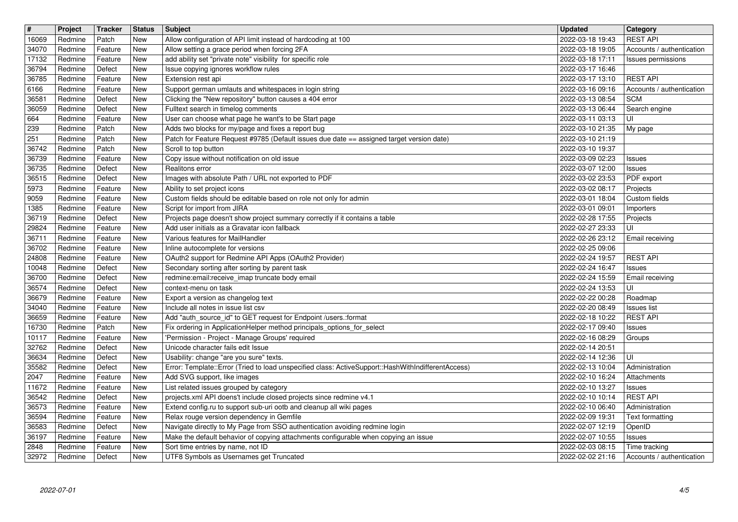| # | Project | Tracker | Status | Subject | Updated | Category |
|---|---|---|---|---|---|---|
| 16069 | Redmine | Patch | New | Allow configuration of API limit instead of hardcoding at 100 | 2022-03-18 19:43 | REST API |
| 34070 | Redmine | Feature | New | Allow setting a grace period when forcing 2FA | 2022-03-18 19:05 | Accounts / authentication |
| 17132 | Redmine | Feature | New | add ability set "private note" visibility for specific role | 2022-03-18 17:11 | Issues permissions |
| 36794 | Redmine | Defect | New | Issue copying ignores workflow rules | 2022-03-17 16:46 | |
| 36785 | Redmine | Feature | New | Extension rest api | 2022-03-17 13:10 | REST API |
| 6166 | Redmine | Feature | New | Support german umlauts and whitespaces in login string | 2022-03-16 09:16 | Accounts / authentication |
| 36581 | Redmine | Defect | New | Clicking the "New repository" button causes a 404 error | 2022-03-13 08:54 | SCM |
| 36059 | Redmine | Defect | New | Fulltext search in timelog comments | 2022-03-13 06:44 | Search engine |
| 664 | Redmine | Feature | New | User can choose what page he want's to be Start page | 2022-03-11 03:13 | UI |
| 239 | Redmine | Patch | New | Adds two blocks for my/page and fixes a report bug | 2022-03-10 21:35 | My page |
| 251 | Redmine | Patch | New | Patch for Feature Request #9785 (Default issues due date == assigned target version date) | 2022-03-10 21:19 | |
| 36742 | Redmine | Patch | New | Scroll to top button | 2022-03-10 19:37 | |
| 36739 | Redmine | Feature | New | Copy issue without notification on old issue | 2022-03-09 02:23 | Issues |
| 36735 | Redmine | Defect | New | Realitons error | 2022-03-07 12:00 | Issues |
| 36515 | Redmine | Defect | New | Images with absolute Path / URL not exported to PDF | 2022-03-02 23:53 | PDF export |
| 5973 | Redmine | Feature | New | Ability to set project icons | 2022-03-02 08:17 | Projects |
| 9059 | Redmine | Feature | New | Custom fields should be editable based on role not only for admin | 2022-03-01 18:04 | Custom fields |
| 1385 | Redmine | Feature | New | Script for import from JIRA | 2022-03-01 09:01 | Importers |
| 36719 | Redmine | Defect | New | Projects page doesn't show project summary correctly if it contains a table | 2022-02-28 17:55 | Projects |
| 29824 | Redmine | Feature | New | Add user initials as a Gravatar icon fallback | 2022-02-27 23:33 | UI |
| 36711 | Redmine | Feature | New | Various features for MailHandler | 2022-02-26 23:12 | Email receiving |
| 36702 | Redmine | Feature | New | Inline autocomplete for versions | 2022-02-25 09:06 | |
| 24808 | Redmine | Feature | New | OAuth2 support for Redmine API Apps (OAuth2 Provider) | 2022-02-24 19:57 | REST API |
| 10048 | Redmine | Defect | New | Secondary sorting after sorting by parent task | 2022-02-24 16:47 | Issues |
| 36700 | Redmine | Defect | New | redmine:email:receive_imap truncate body email | 2022-02-24 15:59 | Email receiving |
| 36574 | Redmine | Defect | New | context-menu on task | 2022-02-24 13:53 | UI |
| 36679 | Redmine | Feature | New | Export a version as changelog text | 2022-02-22 00:28 | Roadmap |
| 34040 | Redmine | Feature | New | Include all notes in issue list csv | 2022-02-20 08:49 | Issues list |
| 36659 | Redmine | Feature | New | Add "auth_source_id" to GET request for Endpoint /users.:format | 2022-02-18 10:22 | REST API |
| 16730 | Redmine | Patch | New | Fix ordering in ApplicationHelper method principals_options_for_select | 2022-02-17 09:40 | Issues |
| 10117 | Redmine | Feature | New | 'Permission - Project - Manage Groups' required | 2022-02-16 08:29 | Groups |
| 32762 | Redmine | Defect | New | Unicode character fails edit Issue | 2022-02-14 20:51 | |
| 36634 | Redmine | Defect | New | Usability: change "are you sure" texts. | 2022-02-14 12:36 | UI |
| 35582 | Redmine | Defect | New | Error: Template::Error (Tried to load unspecified class: ActiveSupport::HashWithIndifferentAccess) | 2022-02-13 10:04 | Administration |
| 2047 | Redmine | Feature | New | Add SVG support, like images | 2022-02-10 16:24 | Attachments |
| 11672 | Redmine | Feature | New | List related issues grouped by category | 2022-02-10 13:27 | Issues |
| 36542 | Redmine | Defect | New | projects.xml API doens't include closed projects since redmine v4.1 | 2022-02-10 10:14 | REST API |
| 36573 | Redmine | Feature | New | Extend config.ru to support sub-uri ootb and cleanup all wiki pages | 2022-02-10 06:40 | Administration |
| 36594 | Redmine | Feature | New | Relax rouge version dependency in Gemfile | 2022-02-09 19:31 | Text formatting |
| 36583 | Redmine | Defect | New | Navigate directly to My Page from SSO authentication avoiding redmine login | 2022-02-07 12:19 | OpenID |
| 36197 | Redmine | Feature | New | Make the default behavior of copying attachments configurable when copying an issue | 2022-02-07 10:55 | Issues |
| 2848 | Redmine | Feature | New | Sort time entries by name, not ID | 2022-02-03 08:15 | Time tracking |
| 32972 | Redmine | Defect | New | UTF8 Symbols as Usernames get Truncated | 2022-02-02 21:16 | Accounts / authentication |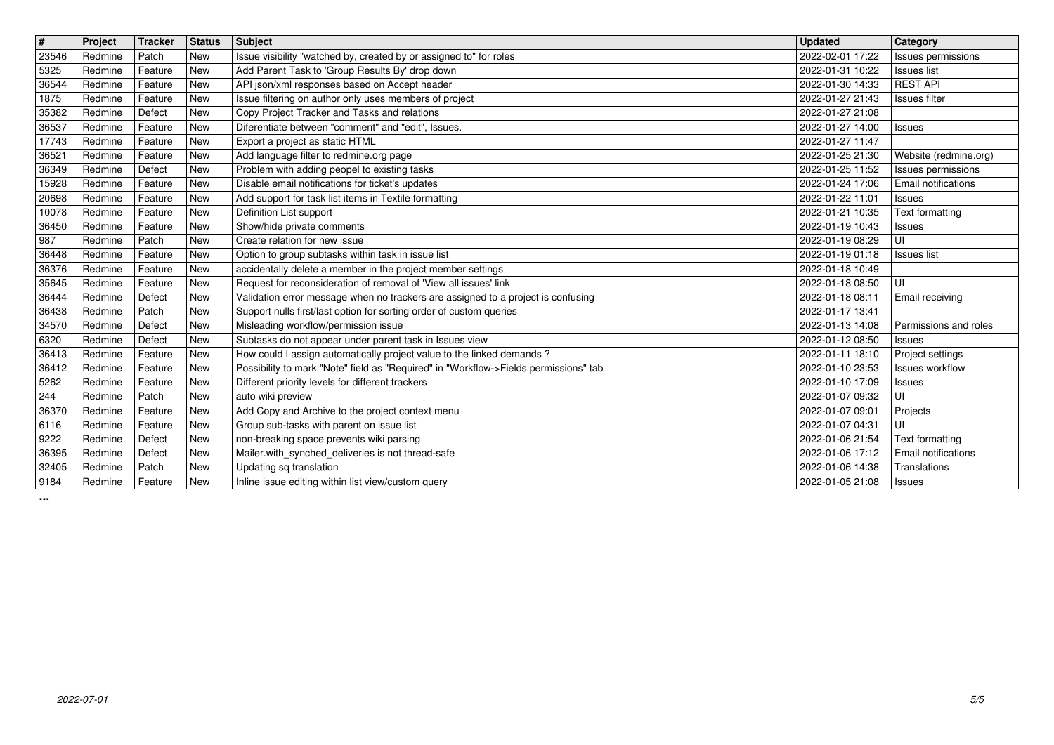| # | Project | Tracker | Status | Subject | Updated | Category |
|---|---|---|---|---|---|---|
| 23546 | Redmine | Patch | New | Issue visibility "watched by, created by or assigned to" for roles | 2022-02-01 17:22 | Issues permissions |
| 5325 | Redmine | Feature | New | Add Parent Task to 'Group Results By' drop down | 2022-01-31 10:22 | Issues list |
| 36544 | Redmine | Feature | New | API json/xml responses based on Accept header | 2022-01-30 14:33 | REST API |
| 1875 | Redmine | Feature | New | Issue filtering on author only uses members of project | 2022-01-27 21:43 | Issues filter |
| 35382 | Redmine | Defect | New | Copy Project Tracker and Tasks and relations | 2022-01-27 21:08 | |
| 36537 | Redmine | Feature | New | Diferentiate between "comment" and "edit", Issues. | 2022-01-27 14:00 | Issues |
| 17743 | Redmine | Feature | New | Export a project as static HTML | 2022-01-27 11:47 | |
| 36521 | Redmine | Feature | New | Add language filter to redmine.org page | 2022-01-25 21:30 | Website (redmine.org) |
| 36349 | Redmine | Defect | New | Problem with adding peopel to existing tasks | 2022-01-25 11:52 | Issues permissions |
| 15928 | Redmine | Feature | New | Disable email notifications for ticket's updates | 2022-01-24 17:06 | Email notifications |
| 20698 | Redmine | Feature | New | Add support for task list items in Textile formatting | 2022-01-22 11:01 | Issues |
| 10078 | Redmine | Feature | New | Definition List support | 2022-01-21 10:35 | Text formatting |
| 36450 | Redmine | Feature | New | Show/hide private comments | 2022-01-19 10:43 | Issues |
| 987 | Redmine | Patch | New | Create relation for new issue | 2022-01-19 08:29 | UI |
| 36448 | Redmine | Feature | New | Option to group subtasks within task in issue list | 2022-01-19 01:18 | Issues list |
| 36376 | Redmine | Feature | New | accidentally delete a member in the project member settings | 2022-01-18 10:49 | |
| 35645 | Redmine | Feature | New | Request for reconsideration of removal of 'View all issues' link | 2022-01-18 08:50 | UI |
| 36444 | Redmine | Defect | New | Validation error message when no trackers are assigned to a project is confusing | 2022-01-18 08:11 | Email receiving |
| 36438 | Redmine | Patch | New | Support nulls first/last option for sorting order of custom queries | 2022-01-17 13:41 | |
| 34570 | Redmine | Defect | New | Misleading workflow/permission issue | 2022-01-13 14:08 | Permissions and roles |
| 6320 | Redmine | Defect | New | Subtasks do not appear under parent task in Issues view | 2022-01-12 08:50 | Issues |
| 36413 | Redmine | Feature | New | How could I assign automatically project value to the linked demands ? | 2022-01-11 18:10 | Project settings |
| 36412 | Redmine | Feature | New | Possibility to mark "Note" field as "Required" in "Workflow->Fields permissions" tab | 2022-01-10 23:53 | Issues workflow |
| 5262 | Redmine | Feature | New | Different priority levels for different trackers | 2022-01-10 17:09 | Issues |
| 244 | Redmine | Patch | New | auto wiki preview | 2022-01-07 09:32 | UI |
| 36370 | Redmine | Feature | New | Add Copy and Archive to the project context menu | 2022-01-07 09:01 | Projects |
| 6116 | Redmine | Feature | New | Group sub-tasks with parent on issue list | 2022-01-07 04:31 | UI |
| 9222 | Redmine | Defect | New | non-breaking space prevents wiki parsing | 2022-01-06 21:54 | Text formatting |
| 36395 | Redmine | Defect | New | Mailer.with_synched_deliveries is not thread-safe | 2022-01-06 17:12 | Email notifications |
| 32405 | Redmine | Patch | New | Updating sq translation | 2022-01-06 14:38 | Translations |
| 9184 | Redmine | Feature | New | Inline issue editing within list view/custom query | 2022-01-05 21:08 | Issues |

...